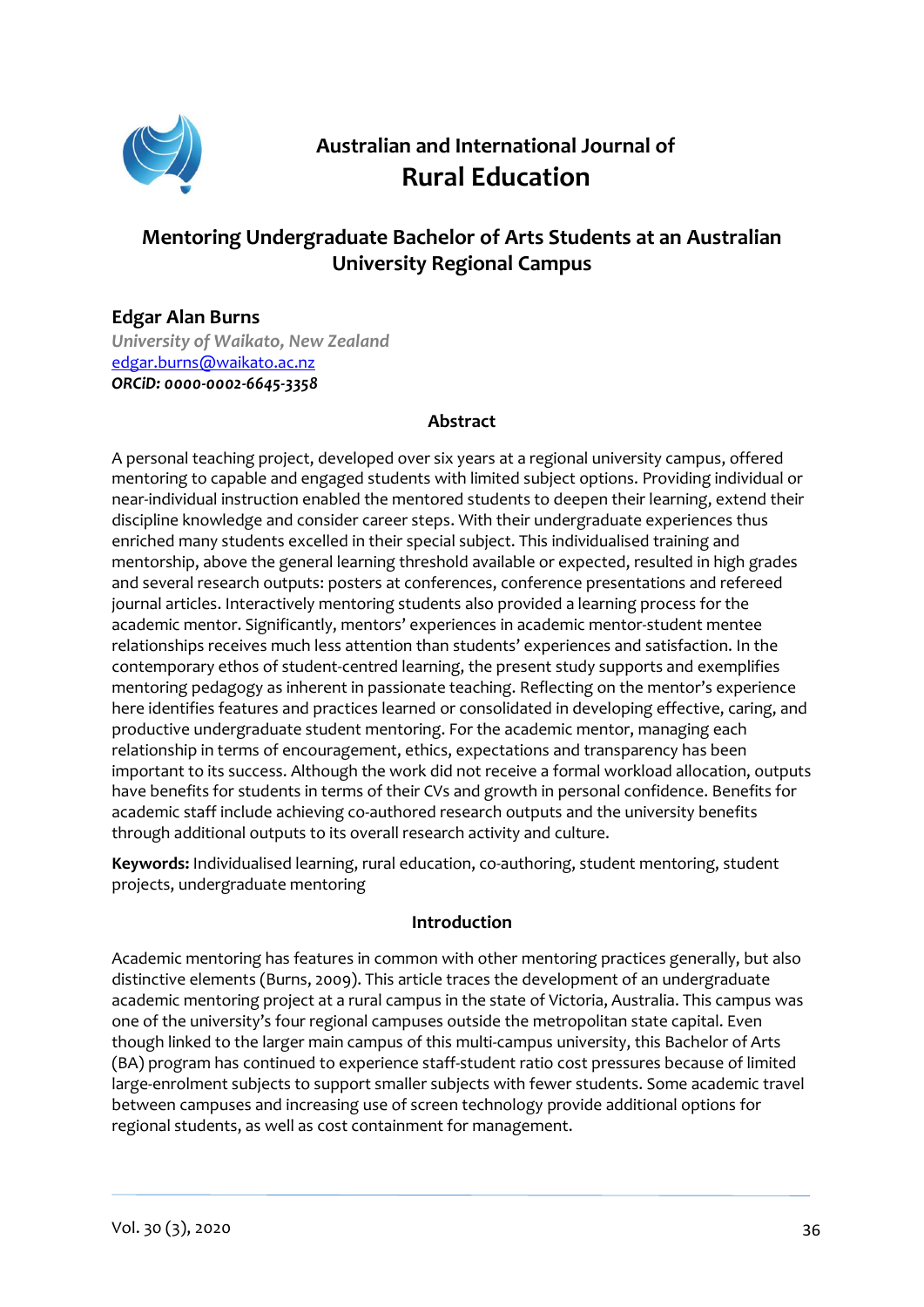Australian and International Journal of
**Rural Education**

# Mentoring Undergraduate Bachelor of Arts Students at an Australian University Regional Campus

**Edgar Alan Burns**
*University of Waikato, New Zealand*
edgar.burns@waikato.ac.nz
***ORCiD: 0000-0002-6645-3358***

## Abstract

A personal teaching project, developed over six years at a regional university campus, offered mentoring to capable and engaged students with limited subject options. Providing individual or near-individual instruction enabled the mentored students to deepen their learning, extend their discipline knowledge and consider career steps. With their undergraduate experiences thus enriched many students excelled in their special subject. This individualised training and mentorship, above the general learning threshold available or expected, resulted in high grades and several research outputs: posters at conferences, conference presentations and refereed journal articles. Interactively mentoring students also provided a learning process for the academic mentor. Significantly, mentors' experiences in academic mentor-student mentee relationships receives much less attention than students' experiences and satisfaction. In the contemporary ethos of student-centred learning, the present study supports and exemplifies mentoring pedagogy as inherent in passionate teaching. Reflecting on the mentor's experience here identifies features and practices learned or consolidated in developing effective, caring, and productive undergraduate student mentoring. For the academic mentor, managing each relationship in terms of encouragement, ethics, expectations and transparency has been important to its success. Although the work did not receive a formal workload allocation, outputs have benefits for students in terms of their CVs and growth in personal confidence. Benefits for academic staff include achieving co-authored research outputs and the university benefits through additional outputs to its overall research activity and culture.

**Keywords:** Individualised learning, rural education, co-authoring, student mentoring, student projects, undergraduate mentoring

## Introduction

Academic mentoring has features in common with other mentoring practices generally, but also distinctive elements (Burns, 2009). This article traces the development of an undergraduate academic mentoring project at a rural campus in the state of Victoria, Australia. This campus was one of the university's four regional campuses outside the metropolitan state capital. Even though linked to the larger main campus of this multi-campus university, this Bachelor of Arts (BA) program has continued to experience staff-student ratio cost pressures because of limited large-enrolment subjects to support smaller subjects with fewer students. Some academic travel between campuses and increasing use of screen technology provide additional options for regional students, as well as cost containment for management.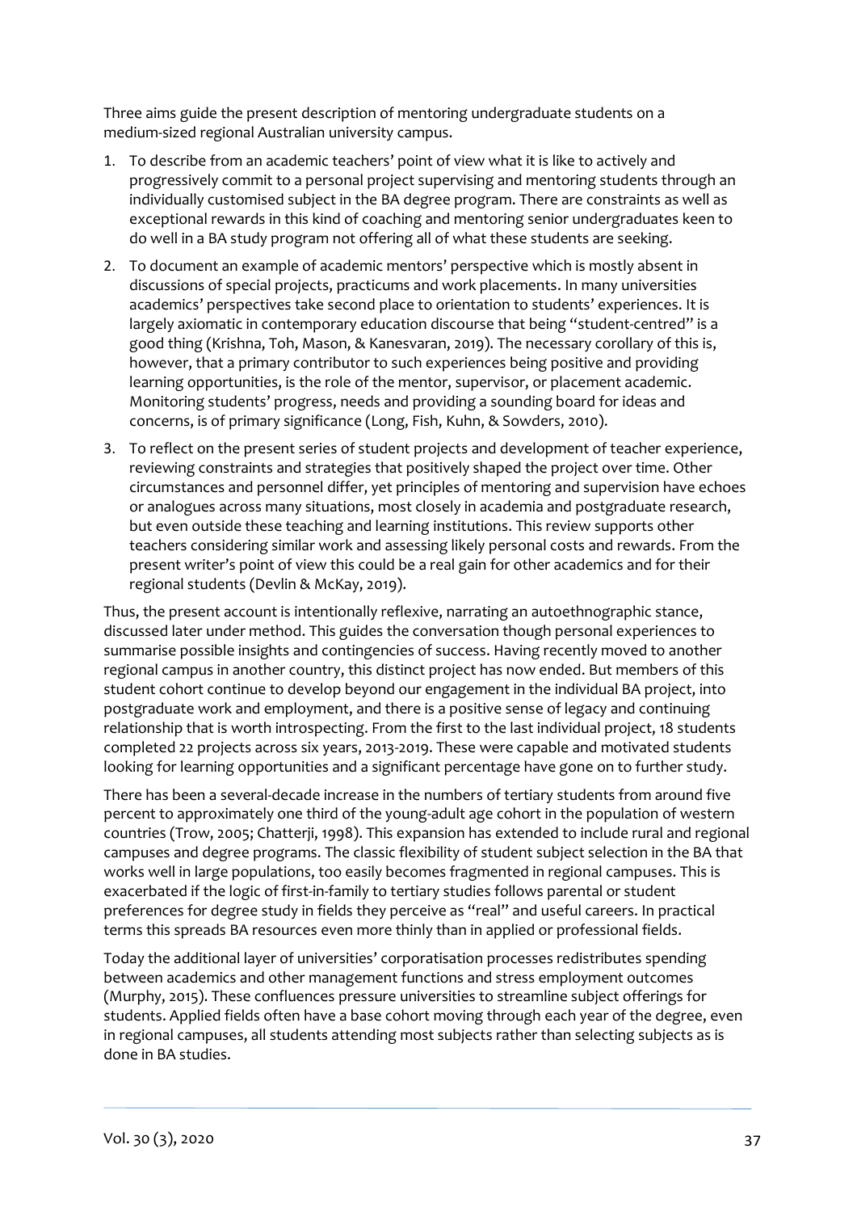Three aims guide the present description of mentoring undergraduate students on a medium-sized regional Australian university campus.

1. To describe from an academic teachers' point of view what it is like to actively and progressively commit to a personal project supervising and mentoring students through an individually customised subject in the BA degree program. There are constraints as well as exceptional rewards in this kind of coaching and mentoring senior undergraduates keen to do well in a BA study program not offering all of what these students are seeking.
2. To document an example of academic mentors' perspective which is mostly absent in discussions of special projects, practicums and work placements. In many universities academics' perspectives take second place to orientation to students' experiences. It is largely axiomatic in contemporary education discourse that being "student-centred" is a good thing (Krishna, Toh, Mason, & Kanesvaran, 2019). The necessary corollary of this is, however, that a primary contributor to such experiences being positive and providing learning opportunities, is the role of the mentor, supervisor, or placement academic. Monitoring students' progress, needs and providing a sounding board for ideas and concerns, is of primary significance (Long, Fish, Kuhn, & Sowders, 2010).
3. To reflect on the present series of student projects and development of teacher experience, reviewing constraints and strategies that positively shaped the project over time. Other circumstances and personnel differ, yet principles of mentoring and supervision have echoes or analogues across many situations, most closely in academia and postgraduate research, but even outside these teaching and learning institutions. This review supports other teachers considering similar work and assessing likely personal costs and rewards. From the present writer's point of view this could be a real gain for other academics and for their regional students (Devlin & McKay, 2019).

Thus, the present account is intentionally reflexive, narrating an autoethnographic stance, discussed later under method. This guides the conversation though personal experiences to summarise possible insights and contingencies of success. Having recently moved to another regional campus in another country, this distinct project has now ended. But members of this student cohort continue to develop beyond our engagement in the individual BA project, into postgraduate work and employment, and there is a positive sense of legacy and continuing relationship that is worth introspecting. From the first to the last individual project, 18 students completed 22 projects across six years, 2013-2019. These were capable and motivated students looking for learning opportunities and a significant percentage have gone on to further study.

There has been a several-decade increase in the numbers of tertiary students from around five percent to approximately one third of the young-adult age cohort in the population of western countries (Trow, 2005; Chatterji, 1998). This expansion has extended to include rural and regional campuses and degree programs. The classic flexibility of student subject selection in the BA that works well in large populations, too easily becomes fragmented in regional campuses. This is exacerbated if the logic of first-in-family to tertiary studies follows parental or student preferences for degree study in fields they perceive as "real" and useful careers. In practical terms this spreads BA resources even more thinly than in applied or professional fields.

Today the additional layer of universities' corporatisation processes redistributes spending between academics and other management functions and stress employment outcomes (Murphy, 2015). These confluences pressure universities to streamline subject offerings for students. Applied fields often have a base cohort moving through each year of the degree, even in regional campuses, all students attending most subjects rather than selecting subjects as is done in BA studies.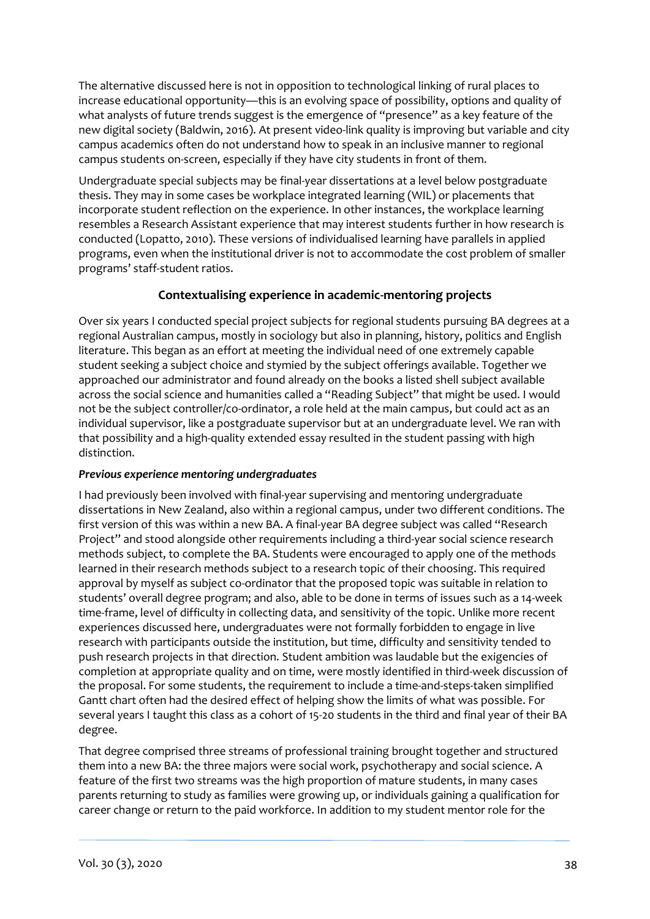The alternative discussed here is not in opposition to technological linking of rural places to increase educational opportunity—this is an evolving space of possibility, options and quality of what analysts of future trends suggest is the emergence of "presence" as a key feature of the new digital society (Baldwin, 2016). At present video-link quality is improving but variable and city campus academics often do not understand how to speak in an inclusive manner to regional campus students on-screen, especially if they have city students in front of them.

Undergraduate special subjects may be final-year dissertations at a level below postgraduate thesis. They may in some cases be workplace integrated learning (WIL) or placements that incorporate student reflection on the experience. In other instances, the workplace learning resembles a Research Assistant experience that may interest students further in how research is conducted (Lopatto, 2010). These versions of individualised learning have parallels in applied programs, even when the institutional driver is not to accommodate the cost problem of smaller programs' staff-student ratios.

## Contextualising experience in academic-mentoring projects

Over six years I conducted special project subjects for regional students pursuing BA degrees at a regional Australian campus, mostly in sociology but also in planning, history, politics and English literature. This began as an effort at meeting the individual need of one extremely capable student seeking a subject choice and stymied by the subject offerings available. Together we approached our administrator and found already on the books a listed shell subject available across the social science and humanities called a "Reading Subject" that might be used. I would not be the subject controller/co-ordinator, a role held at the main campus, but could act as an individual supervisor, like a postgraduate supervisor but at an undergraduate level. We ran with that possibility and a high-quality extended essay resulted in the student passing with high distinction.

### *Previous experience mentoring undergraduates*

I had previously been involved with final-year supervising and mentoring undergraduate dissertations in New Zealand, also within a regional campus, under two different conditions. The first version of this was within a new BA. A final-year BA degree subject was called "Research Project" and stood alongside other requirements including a third-year social science research methods subject, to complete the BA. Students were encouraged to apply one of the methods learned in their research methods subject to a research topic of their choosing. This required approval by myself as subject co-ordinator that the proposed topic was suitable in relation to students' overall degree program; and also, able to be done in terms of issues such as a 14-week time-frame, level of difficulty in collecting data, and sensitivity of the topic. Unlike more recent experiences discussed here, undergraduates were not formally forbidden to engage in live research with participants outside the institution, but time, difficulty and sensitivity tended to push research projects in that direction. Student ambition was laudable but the exigencies of completion at appropriate quality and on time, were mostly identified in third-week discussion of the proposal. For some students, the requirement to include a time-and-steps-taken simplified Gantt chart often had the desired effect of helping show the limits of what was possible. For several years I taught this class as a cohort of 15-20 students in the third and final year of their BA degree.

That degree comprised three streams of professional training brought together and structured them into a new BA: the three majors were social work, psychotherapy and social science. A feature of the first two streams was the high proportion of mature students, in many cases parents returning to study as families were growing up, or individuals gaining a qualification for career change or return to the paid workforce. In addition to my student mentor role for the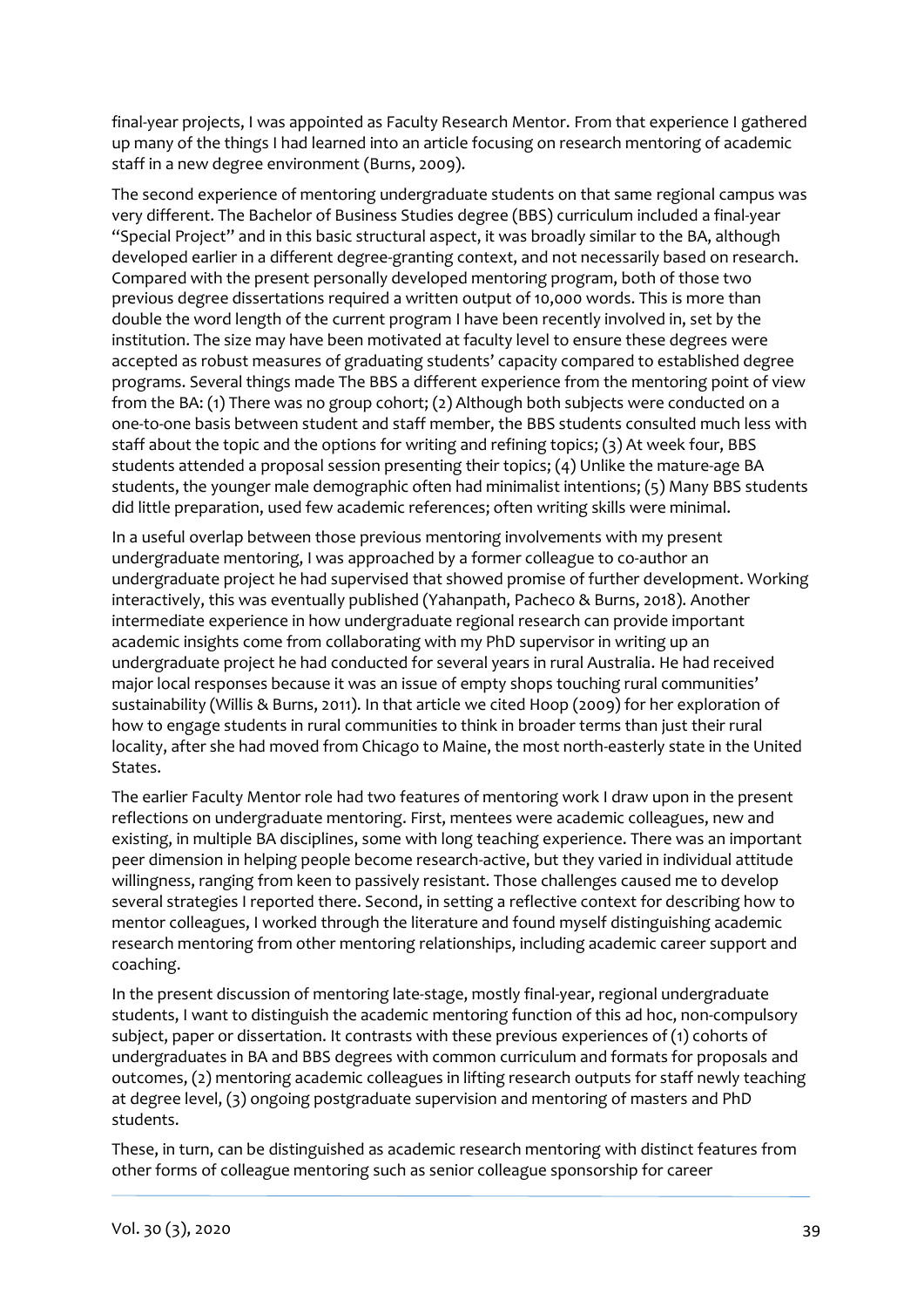final-year projects, I was appointed as Faculty Research Mentor. From that experience I gathered up many of the things I had learned into an article focusing on research mentoring of academic staff in a new degree environment (Burns, 2009).

The second experience of mentoring undergraduate students on that same regional campus was very different. The Bachelor of Business Studies degree (BBS) curriculum included a final-year "Special Project" and in this basic structural aspect, it was broadly similar to the BA, although developed earlier in a different degree-granting context, and not necessarily based on research. Compared with the present personally developed mentoring program, both of those two previous degree dissertations required a written output of 10,000 words. This is more than double the word length of the current program I have been recently involved in, set by the institution. The size may have been motivated at faculty level to ensure these degrees were accepted as robust measures of graduating students' capacity compared to established degree programs. Several things made The BBS a different experience from the mentoring point of view from the BA: (1) There was no group cohort; (2) Although both subjects were conducted on a one-to-one basis between student and staff member, the BBS students consulted much less with staff about the topic and the options for writing and refining topics; (3) At week four, BBS students attended a proposal session presenting their topics; (4) Unlike the mature-age BA students, the younger male demographic often had minimalist intentions; (5) Many BBS students did little preparation, used few academic references; often writing skills were minimal.

In a useful overlap between those previous mentoring involvements with my present undergraduate mentoring, I was approached by a former colleague to co-author an undergraduate project he had supervised that showed promise of further development. Working interactively, this was eventually published (Yahanpath, Pacheco & Burns, 2018). Another intermediate experience in how undergraduate regional research can provide important academic insights come from collaborating with my PhD supervisor in writing up an undergraduate project he had conducted for several years in rural Australia. He had received major local responses because it was an issue of empty shops touching rural communities' sustainability (Willis & Burns, 2011). In that article we cited Hoop (2009) for her exploration of how to engage students in rural communities to think in broader terms than just their rural locality, after she had moved from Chicago to Maine, the most north-easterly state in the United States.

The earlier Faculty Mentor role had two features of mentoring work I draw upon in the present reflections on undergraduate mentoring. First, mentees were academic colleagues, new and existing, in multiple BA disciplines, some with long teaching experience. There was an important peer dimension in helping people become research-active, but they varied in individual attitude willingness, ranging from keen to passively resistant. Those challenges caused me to develop several strategies I reported there. Second, in setting a reflective context for describing how to mentor colleagues, I worked through the literature and found myself distinguishing academic research mentoring from other mentoring relationships, including academic career support and coaching.

In the present discussion of mentoring late-stage, mostly final-year, regional undergraduate students, I want to distinguish the academic mentoring function of this ad hoc, non-compulsory subject, paper or dissertation. It contrasts with these previous experiences of (1) cohorts of undergraduates in BA and BBS degrees with common curriculum and formats for proposals and outcomes, (2) mentoring academic colleagues in lifting research outputs for staff newly teaching at degree level, (3) ongoing postgraduate supervision and mentoring of masters and PhD students.

These, in turn, can be distinguished as academic research mentoring with distinct features from other forms of colleague mentoring such as senior colleague sponsorship for career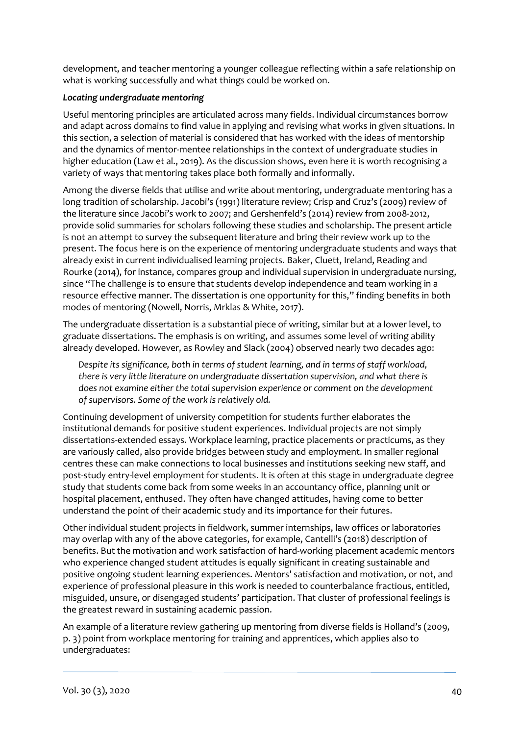development, and teacher mentoring a younger colleague reflecting within a safe relationship on what is working successfully and what things could be worked on.

***Locating undergraduate mentoring***

Useful mentoring principles are articulated across many fields. Individual circumstances borrow and adapt across domains to find value in applying and revising what works in given situations. In this section, a selection of material is considered that has worked with the ideas of mentorship and the dynamics of mentor-mentee relationships in the context of undergraduate studies in higher education (Law et al., 2019). As the discussion shows, even here it is worth recognising a variety of ways that mentoring takes place both formally and informally.

Among the diverse fields that utilise and write about mentoring, undergraduate mentoring has a long tradition of scholarship. Jacobi's (1991) literature review; Crisp and Cruz's (2009) review of the literature since Jacobi's work to 2007; and Gershenfeld's (2014) review from 2008-2012, provide solid summaries for scholars following these studies and scholarship. The present article is not an attempt to survey the subsequent literature and bring their review work up to the present. The focus here is on the experience of mentoring undergraduate students and ways that already exist in current individualised learning projects. Baker, Cluett, Ireland, Reading and Rourke (2014), for instance, compares group and individual supervision in undergraduate nursing, since "The challenge is to ensure that students develop independence and team working in a resource effective manner. The dissertation is one opportunity for this," finding benefits in both modes of mentoring (Nowell, Norris, Mrklas & White, 2017).

The undergraduate dissertation is a substantial piece of writing, similar but at a lower level, to graduate dissertations. The emphasis is on writing, and assumes some level of writing ability already developed. However, as Rowley and Slack (2004) observed nearly two decades ago:

> *Despite its significance, both in terms of student learning, and in terms of staff workload, there is very little literature on undergraduate dissertation supervision, and what there is does not examine either the total supervision experience or comment on the development of supervisors. Some of the work is relatively old.*

Continuing development of university competition for students further elaborates the institutional demands for positive student experiences. Individual projects are not simply dissertations-extended essays. Workplace learning, practice placements or practicums, as they are variously called, also provide bridges between study and employment. In smaller regional centres these can make connections to local businesses and institutions seeking new staff, and post-study entry-level employment for students. It is often at this stage in undergraduate degree study that students come back from some weeks in an accountancy office, planning unit or hospital placement, enthused. They often have changed attitudes, having come to better understand the point of their academic study and its importance for their futures.

Other individual student projects in fieldwork, summer internships, law offices or laboratories may overlap with any of the above categories, for example, Cantelli's (2018) description of benefits. But the motivation and work satisfaction of hard-working placement academic mentors who experience changed student attitudes is equally significant in creating sustainable and positive ongoing student learning experiences. Mentors' satisfaction and motivation, or not, and experience of professional pleasure in this work is needed to counterbalance fractious, entitled, misguided, unsure, or disengaged students' participation. That cluster of professional feelings is the greatest reward in sustaining academic passion.

An example of a literature review gathering up mentoring from diverse fields is Holland's (2009, p. 3) point from workplace mentoring for training and apprentices, which applies also to undergraduates: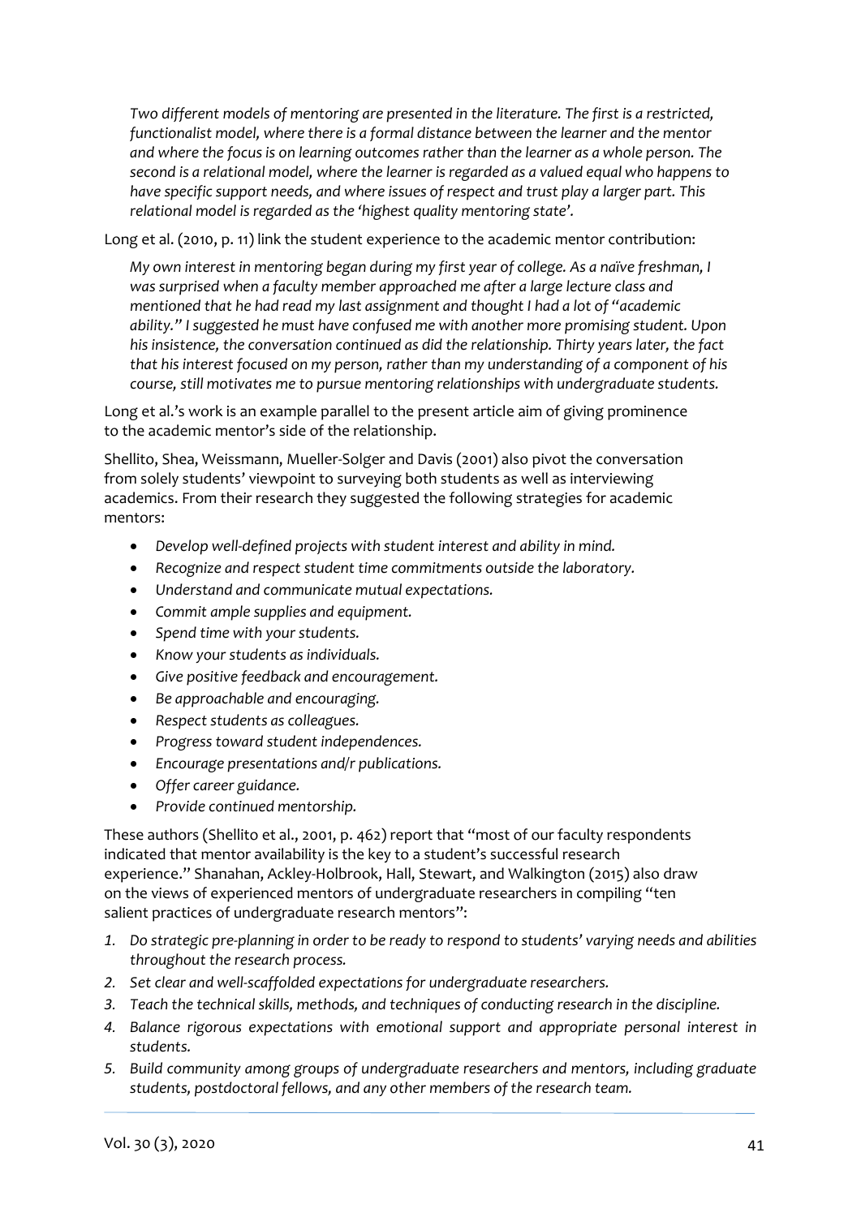> *Two different models of mentoring are presented in the literature. The first is a restricted, functionalist model, where there is a formal distance between the learner and the mentor and where the focus is on learning outcomes rather than the learner as a whole person. The second is a relational model, where the learner is regarded as a valued equal who happens to have specific support needs, and where issues of respect and trust play a larger part. This relational model is regarded as the 'highest quality mentoring state'.*

Long et al. (2010, p. 11) link the student experience to the academic mentor contribution:

> *My own interest in mentoring began during my first year of college. As a naïve freshman, I was surprised when a faculty member approached me after a large lecture class and mentioned that he had read my last assignment and thought I had a lot of "academic ability." I suggested he must have confused me with another more promising student. Upon his insistence, the conversation continued as did the relationship. Thirty years later, the fact that his interest focused on my person, rather than my understanding of a component of his course, still motivates me to pursue mentoring relationships with undergraduate students.*

Long et al.'s work is an example parallel to the present article aim of giving prominence to the academic mentor's side of the relationship.

Shellito, Shea, Weissmann, Mueller-Solger and Davis (2001) also pivot the conversation from solely students' viewpoint to surveying both students as well as interviewing academics. From their research they suggested the following strategies for academic mentors:

- *Develop well-defined projects with student interest and ability in mind.*
- *Recognize and respect student time commitments outside the laboratory.*
- *Understand and communicate mutual expectations.*
- *Commit ample supplies and equipment.*
- *Spend time with your students.*
- *Know your students as individuals.*
- *Give positive feedback and encouragement.*
- *Be approachable and encouraging.*
- *Respect students as colleagues.*
- *Progress toward student independences.*
- *Encourage presentations and/r publications.*
- *Offer career guidance.*
- *Provide continued mentorship.*

These authors (Shellito et al., 2001, p. 462) report that "most of our faculty respondents indicated that mentor availability is the key to a student's successful research experience." Shanahan, Ackley-Holbrook, Hall, Stewart, and Walkington (2015) also draw on the views of experienced mentors of undergraduate researchers in compiling "ten salient practices of undergraduate research mentors":

1. *Do strategic pre-planning in order to be ready to respond to students' varying needs and abilities throughout the research process.*
2. *Set clear and well-scaffolded expectations for undergraduate researchers.*
3. *Teach the technical skills, methods, and techniques of conducting research in the discipline.*
4. *Balance rigorous expectations with emotional support and appropriate personal interest in students.*
5. *Build community among groups of undergraduate researchers and mentors, including graduate students, postdoctoral fellows, and any other members of the research team.*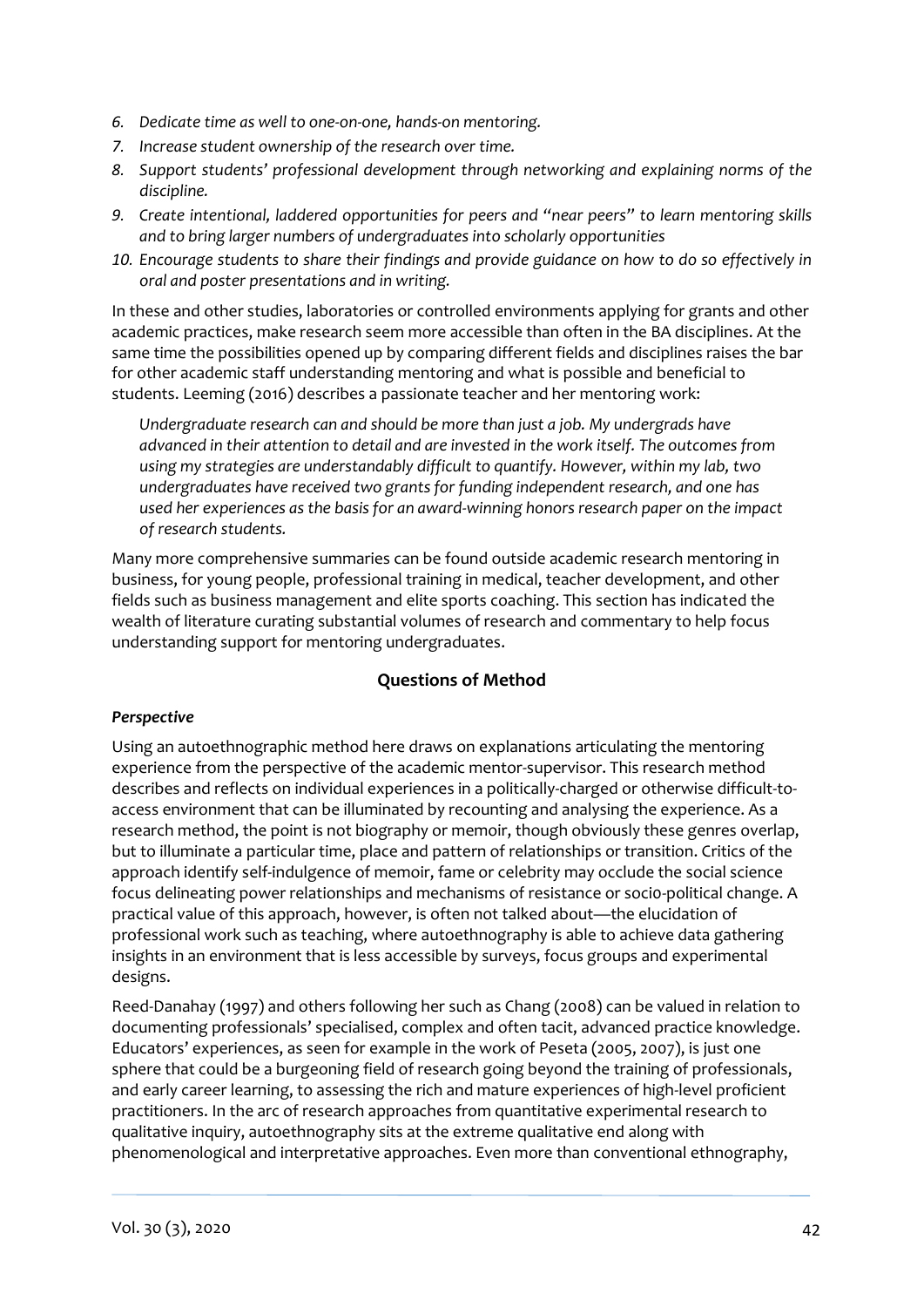6. *Dedicate time as well to one-on-one, hands-on mentoring.*
7. *Increase student ownership of the research over time.*
8. *Support students' professional development through networking and explaining norms of the discipline.*
9. *Create intentional, laddered opportunities for peers and "near peers" to learn mentoring skills and to bring larger numbers of undergraduates into scholarly opportunities*
10. *Encourage students to share their findings and provide guidance on how to do so effectively in oral and poster presentations and in writing.*

In these and other studies, laboratories or controlled environments applying for grants and other academic practices, make research seem more accessible than often in the BA disciplines. At the same time the possibilities opened up by comparing different fields and disciplines raises the bar for other academic staff understanding mentoring and what is possible and beneficial to students. Leeming (2016) describes a passionate teacher and her mentoring work:

> *Undergraduate research can and should be more than just a job. My undergrads have advanced in their attention to detail and are invested in the work itself. The outcomes from using my strategies are understandably difficult to quantify. However, within my lab, two undergraduates have received two grants for funding independent research, and one has used her experiences as the basis for an award-winning honors research paper on the impact of research students.*

Many more comprehensive summaries can be found outside academic research mentoring in business, for young people, professional training in medical, teacher development, and other fields such as business management and elite sports coaching. This section has indicated the wealth of literature curating substantial volumes of research and commentary to help focus understanding support for mentoring undergraduates.

## Questions of Method

### *Perspective*

Using an autoethnographic method here draws on explanations articulating the mentoring experience from the perspective of the academic mentor-supervisor. This research method describes and reflects on individual experiences in a politically-charged or otherwise difficult-to-access environment that can be illuminated by recounting and analysing the experience. As a research method, the point is not biography or memoir, though obviously these genres overlap, but to illuminate a particular time, place and pattern of relationships or transition. Critics of the approach identify self-indulgence of memoir, fame or celebrity may occlude the social science focus delineating power relationships and mechanisms of resistance or socio-political change. A practical value of this approach, however, is often not talked about—the elucidation of professional work such as teaching, where autoethnography is able to achieve data gathering insights in an environment that is less accessible by surveys, focus groups and experimental designs.

Reed-Danahay (1997) and others following her such as Chang (2008) can be valued in relation to documenting professionals' specialised, complex and often tacit, advanced practice knowledge. Educators' experiences, as seen for example in the work of Peseta (2005, 2007), is just one sphere that could be a burgeoning field of research going beyond the training of professionals, and early career learning, to assessing the rich and mature experiences of high-level proficient practitioners. In the arc of research approaches from quantitative experimental research to qualitative inquiry, autoethnography sits at the extreme qualitative end along with phenomenological and interpretative approaches. Even more than conventional ethnography,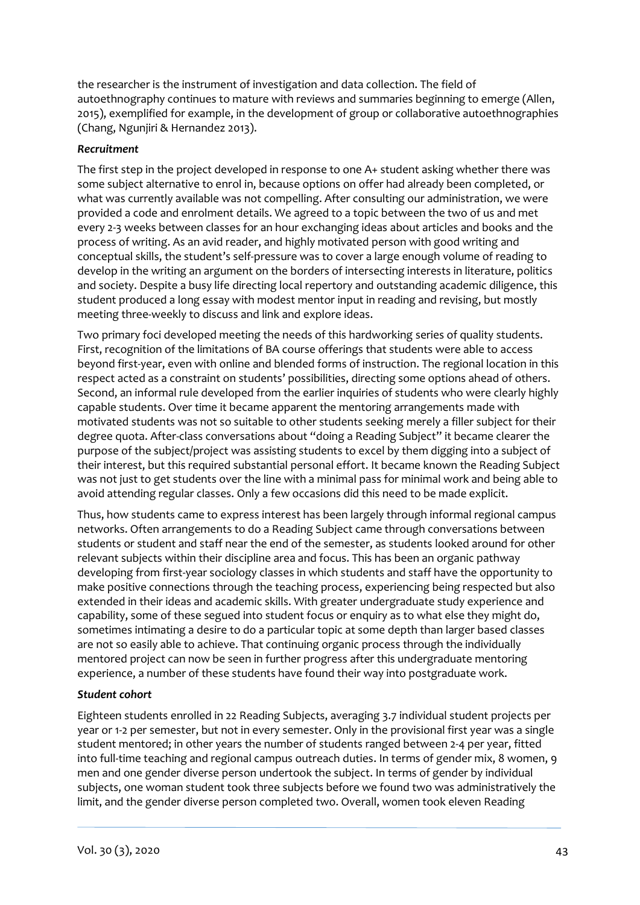the researcher is the instrument of investigation and data collection. The field of autoethnography continues to mature with reviews and summaries beginning to emerge (Allen, 2015), exemplified for example, in the development of group or collaborative autoethnographies (Chang, Ngunjiri & Hernandez 2013).

***Recruitment***

The first step in the project developed in response to one A+ student asking whether there was some subject alternative to enrol in, because options on offer had already been completed, or what was currently available was not compelling. After consulting our administration, we were provided a code and enrolment details. We agreed to a topic between the two of us and met every 2-3 weeks between classes for an hour exchanging ideas about articles and books and the process of writing. As an avid reader, and highly motivated person with good writing and conceptual skills, the student's self-pressure was to cover a large enough volume of reading to develop in the writing an argument on the borders of intersecting interests in literature, politics and society. Despite a busy life directing local repertory and outstanding academic diligence, this student produced a long essay with modest mentor input in reading and revising, but mostly meeting three-weekly to discuss and link and explore ideas.

Two primary foci developed meeting the needs of this hardworking series of quality students. First, recognition of the limitations of BA course offerings that students were able to access beyond first-year, even with online and blended forms of instruction. The regional location in this respect acted as a constraint on students' possibilities, directing some options ahead of others. Second, an informal rule developed from the earlier inquiries of students who were clearly highly capable students. Over time it became apparent the mentoring arrangements made with motivated students was not so suitable to other students seeking merely a filler subject for their degree quota. After-class conversations about "doing a Reading Subject" it became clearer the purpose of the subject/project was assisting students to excel by them digging into a subject of their interest, but this required substantial personal effort. It became known the Reading Subject was not just to get students over the line with a minimal pass for minimal work and being able to avoid attending regular classes. Only a few occasions did this need to be made explicit.

Thus, how students came to express interest has been largely through informal regional campus networks. Often arrangements to do a Reading Subject came through conversations between students or student and staff near the end of the semester, as students looked around for other relevant subjects within their discipline area and focus. This has been an organic pathway developing from first-year sociology classes in which students and staff have the opportunity to make positive connections through the teaching process, experiencing being respected but also extended in their ideas and academic skills. With greater undergraduate study experience and capability, some of these segued into student focus or enquiry as to what else they might do, sometimes intimating a desire to do a particular topic at some depth than larger based classes are not so easily able to achieve. That continuing organic process through the individually mentored project can now be seen in further progress after this undergraduate mentoring experience, a number of these students have found their way into postgraduate work.

***Student cohort***

Eighteen students enrolled in 22 Reading Subjects, averaging 3.7 individual student projects per year or 1-2 per semester, but not in every semester. Only in the provisional first year was a single student mentored; in other years the number of students ranged between 2-4 per year, fitted into full-time teaching and regional campus outreach duties. In terms of gender mix, 8 women, 9 men and one gender diverse person undertook the subject. In terms of gender by individual subjects, one woman student took three subjects before we found two was administratively the limit, and the gender diverse person completed two. Overall, women took eleven Reading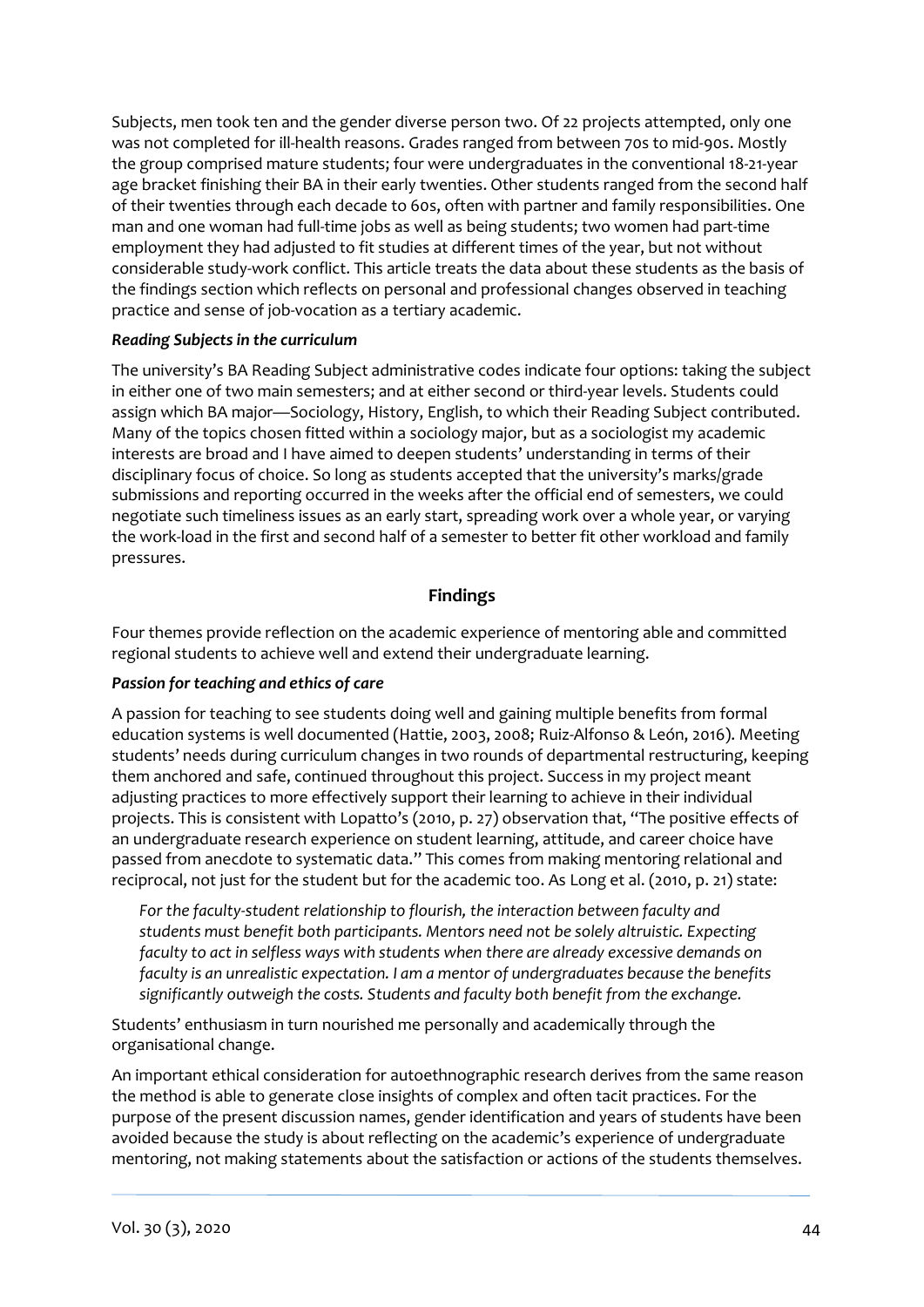Subjects, men took ten and the gender diverse person two. Of 22 projects attempted, only one was not completed for ill-health reasons. Grades ranged from between 70s to mid-90s. Mostly the group comprised mature students; four were undergraduates in the conventional 18-21-year age bracket finishing their BA in their early twenties. Other students ranged from the second half of their twenties through each decade to 60s, often with partner and family responsibilities. One man and one woman had full-time jobs as well as being students; two women had part-time employment they had adjusted to fit studies at different times of the year, but not without considerable study-work conflict. This article treats the data about these students as the basis of the findings section which reflects on personal and professional changes observed in teaching practice and sense of job-vocation as a tertiary academic.

### *Reading Subjects in the curriculum*

The university's BA Reading Subject administrative codes indicate four options: taking the subject in either one of two main semesters; and at either second or third-year levels. Students could assign which BA major—Sociology, History, English, to which their Reading Subject contributed. Many of the topics chosen fitted within a sociology major, but as a sociologist my academic interests are broad and I have aimed to deepen students' understanding in terms of their disciplinary focus of choice. So long as students accepted that the university's marks/grade submissions and reporting occurred in the weeks after the official end of semesters, we could negotiate such timeliness issues as an early start, spreading work over a whole year, or varying the work-load in the first and second half of a semester to better fit other workload and family pressures.

## Findings

Four themes provide reflection on the academic experience of mentoring able and committed regional students to achieve well and extend their undergraduate learning.

### *Passion for teaching and ethics of care*

A passion for teaching to see students doing well and gaining multiple benefits from formal education systems is well documented (Hattie, 2003, 2008; Ruiz-Alfonso & León, 2016). Meeting students' needs during curriculum changes in two rounds of departmental restructuring, keeping them anchored and safe, continued throughout this project. Success in my project meant adjusting practices to more effectively support their learning to achieve in their individual projects. This is consistent with Lopatto's (2010, p. 27) observation that, "The positive effects of an undergraduate research experience on student learning, attitude, and career choice have passed from anecdote to systematic data." This comes from making mentoring relational and reciprocal, not just for the student but for the academic too. As Long et al. (2010, p. 21) state:

> *For the faculty-student relationship to flourish, the interaction between faculty and students must benefit both participants. Mentors need not be solely altruistic. Expecting faculty to act in selfless ways with students when there are already excessive demands on faculty is an unrealistic expectation. I am a mentor of undergraduates because the benefits significantly outweigh the costs. Students and faculty both benefit from the exchange.*

Students' enthusiasm in turn nourished me personally and academically through the organisational change.

An important ethical consideration for autoethnographic research derives from the same reason the method is able to generate close insights of complex and often tacit practices. For the purpose of the present discussion names, gender identification and years of students have been avoided because the study is about reflecting on the academic's experience of undergraduate mentoring, not making statements about the satisfaction or actions of the students themselves.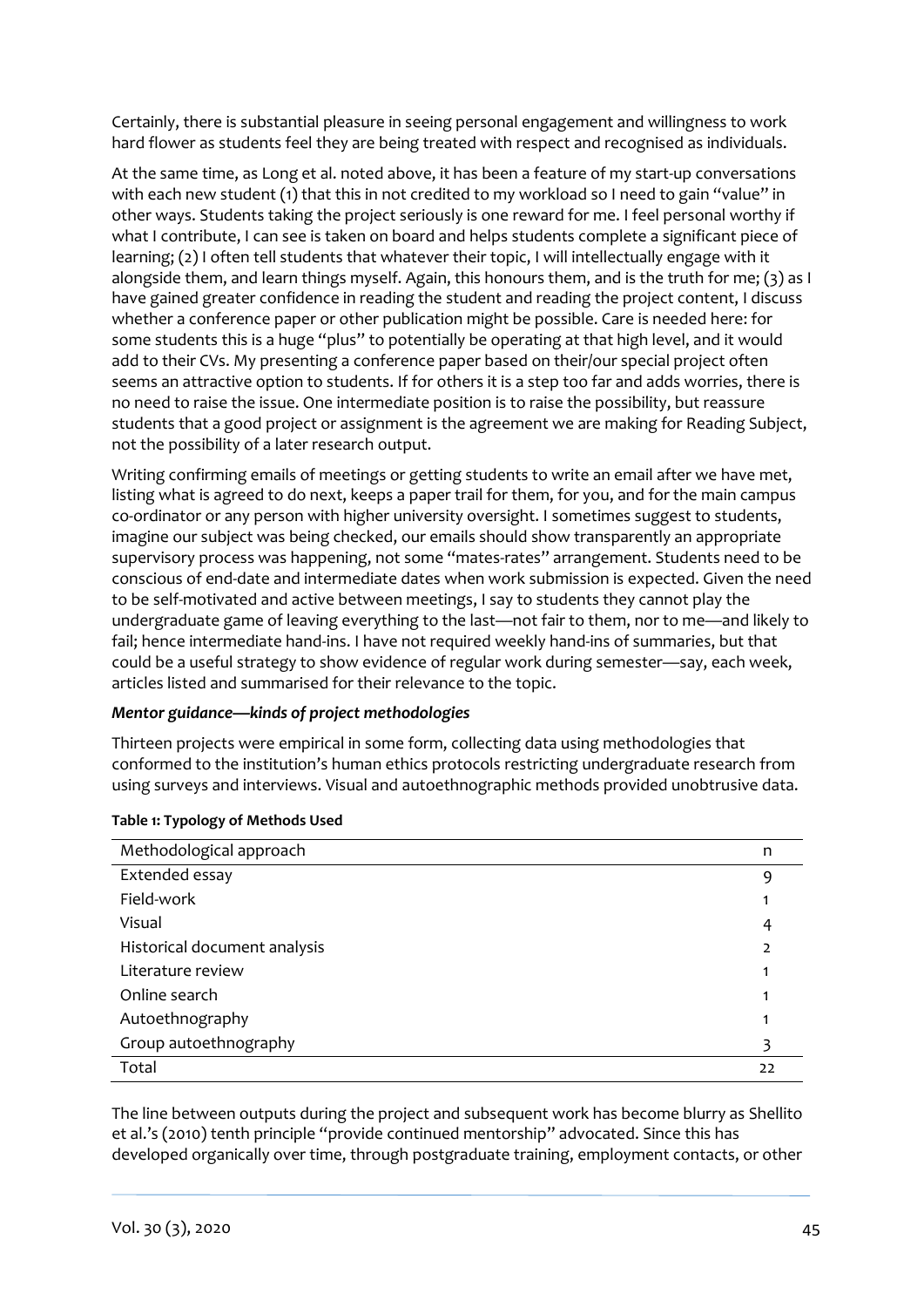Certainly, there is substantial pleasure in seeing personal engagement and willingness to work hard flower as students feel they are being treated with respect and recognised as individuals.

At the same time, as Long et al. noted above, it has been a feature of my start-up conversations with each new student (1) that this in not credited to my workload so I need to gain "value" in other ways. Students taking the project seriously is one reward for me. I feel personal worthy if what I contribute, I can see is taken on board and helps students complete a significant piece of learning; (2) I often tell students that whatever their topic, I will intellectually engage with it alongside them, and learn things myself. Again, this honours them, and is the truth for me; (3) as I have gained greater confidence in reading the student and reading the project content, I discuss whether a conference paper or other publication might be possible. Care is needed here: for some students this is a huge "plus" to potentially be operating at that high level, and it would add to their CVs. My presenting a conference paper based on their/our special project often seems an attractive option to students. If for others it is a step too far and adds worries, there is no need to raise the issue. One intermediate position is to raise the possibility, but reassure students that a good project or assignment is the agreement we are making for Reading Subject, not the possibility of a later research output.

Writing confirming emails of meetings or getting students to write an email after we have met, listing what is agreed to do next, keeps a paper trail for them, for you, and for the main campus co-ordinator or any person with higher university oversight. I sometimes suggest to students, imagine our subject was being checked, our emails should show transparently an appropriate supervisory process was happening, not some "mates-rates" arrangement. Students need to be conscious of end-date and intermediate dates when work submission is expected. Given the need to be self-motivated and active between meetings, I say to students they cannot play the undergraduate game of leaving everything to the last—not fair to them, nor to me—and likely to fail; hence intermediate hand-ins. I have not required weekly hand-ins of summaries, but that could be a useful strategy to show evidence of regular work during semester—say, each week, articles listed and summarised for their relevance to the topic.

***Mentor guidance—kinds of project methodologies***

Thirteen projects were empirical in some form, collecting data using methodologies that conformed to the institution's human ethics protocols restricting undergraduate research from using surveys and interviews. Visual and autoethnographic methods provided unobtrusive data.

**Table 1: Typology of Methods Used**

| Methodological approach | n |
|---|---|
| Extended essay | 9 |
| Field-work | 1 |
| Visual | 4 |
| Historical document analysis | 2 |
| Literature review | 1 |
| Online search | 1 |
| Autoethnography | 1 |
| Group autoethnography | 3 |
| Total | 22 |

The line between outputs during the project and subsequent work has become blurry as Shellito et al.'s (2010) tenth principle "provide continued mentorship" advocated. Since this has developed organically over time, through postgraduate training, employment contacts, or other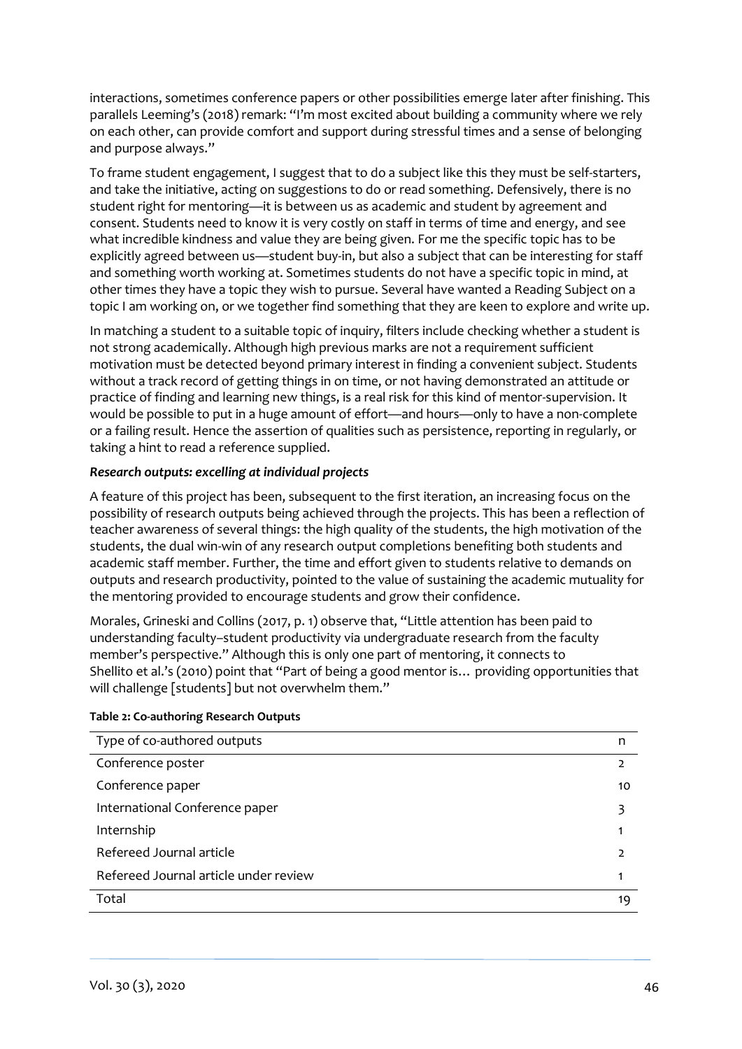interactions, sometimes conference papers or other possibilities emerge later after finishing. This parallels Leeming's (2018) remark: "I'm most excited about building a community where we rely on each other, can provide comfort and support during stressful times and a sense of belonging and purpose always."

To frame student engagement, I suggest that to do a subject like this they must be self-starters, and take the initiative, acting on suggestions to do or read something. Defensively, there is no student right for mentoring—it is between us as academic and student by agreement and consent. Students need to know it is very costly on staff in terms of time and energy, and see what incredible kindness and value they are being given. For me the specific topic has to be explicitly agreed between us—student buy-in, but also a subject that can be interesting for staff and something worth working at. Sometimes students do not have a specific topic in mind, at other times they have a topic they wish to pursue. Several have wanted a Reading Subject on a topic I am working on, or we together find something that they are keen to explore and write up.

In matching a student to a suitable topic of inquiry, filters include checking whether a student is not strong academically. Although high previous marks are not a requirement sufficient motivation must be detected beyond primary interest in finding a convenient subject. Students without a track record of getting things in on time, or not having demonstrated an attitude or practice of finding and learning new things, is a real risk for this kind of mentor-supervision. It would be possible to put in a huge amount of effort—and hours—only to have a non-complete or a failing result. Hence the assertion of qualities such as persistence, reporting in regularly, or taking a hint to read a reference supplied.

***Research outputs: excelling at individual projects***

A feature of this project has been, subsequent to the first iteration, an increasing focus on the possibility of research outputs being achieved through the projects. This has been a reflection of teacher awareness of several things: the high quality of the students, the high motivation of the students, the dual win-win of any research output completions benefiting both students and academic staff member. Further, the time and effort given to students relative to demands on outputs and research productivity, pointed to the value of sustaining the academic mutuality for the mentoring provided to encourage students and grow their confidence.

Morales, Grineski and Collins (2017, p. 1) observe that, "Little attention has been paid to understanding faculty–student productivity via undergraduate research from the faculty member's perspective." Although this is only one part of mentoring, it connects to Shellito et al.'s (2010) point that "Part of being a good mentor is… providing opportunities that will challenge [students] but not overwhelm them."

**Table 2: Co-authoring Research Outputs**

| Type of co-authored outputs | n |
|---|---|
| Conference poster | 2 |
| Conference paper | 10 |
| International Conference paper | 3 |
| Internship | 1 |
| Refereed Journal article | 2 |
| Refereed Journal article under review | 1 |
| Total | 19 |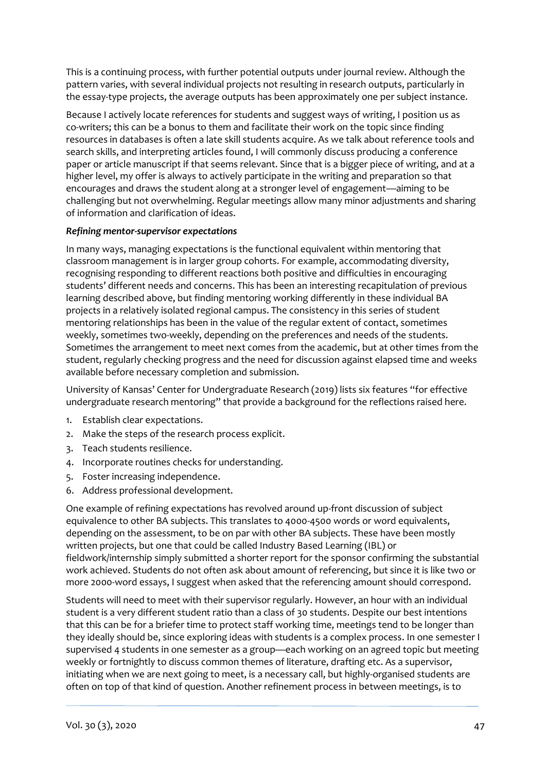This is a continuing process, with further potential outputs under journal review. Although the pattern varies, with several individual projects not resulting in research outputs, particularly in the essay-type projects, the average outputs has been approximately one per subject instance.

Because I actively locate references for students and suggest ways of writing, I position us as co-writers; this can be a bonus to them and facilitate their work on the topic since finding resources in databases is often a late skill students acquire. As we talk about reference tools and search skills, and interpreting articles found, I will commonly discuss producing a conference paper or article manuscript if that seems relevant. Since that is a bigger piece of writing, and at a higher level, my offer is always to actively participate in the writing and preparation so that encourages and draws the student along at a stronger level of engagement—aiming to be challenging but not overwhelming. Regular meetings allow many minor adjustments and sharing of information and clarification of ideas.

***Refining mentor-supervisor expectations***

In many ways, managing expectations is the functional equivalent within mentoring that classroom management is in larger group cohorts. For example, accommodating diversity, recognising responding to different reactions both positive and difficulties in encouraging students' different needs and concerns. This has been an interesting recapitulation of previous learning described above, but finding mentoring working differently in these individual BA projects in a relatively isolated regional campus. The consistency in this series of student mentoring relationships has been in the value of the regular extent of contact, sometimes weekly, sometimes two-weekly, depending on the preferences and needs of the students. Sometimes the arrangement to meet next comes from the academic, but at other times from the student, regularly checking progress and the need for discussion against elapsed time and weeks available before necessary completion and submission.

University of Kansas' Center for Undergraduate Research (2019) lists six features "for effective undergraduate research mentoring" that provide a background for the reflections raised here.

1. Establish clear expectations.
2. Make the steps of the research process explicit.
3. Teach students resilience.
4. Incorporate routines checks for understanding.
5. Foster increasing independence.
6. Address professional development.

One example of refining expectations has revolved around up-front discussion of subject equivalence to other BA subjects. This translates to 4000-4500 words or word equivalents, depending on the assessment, to be on par with other BA subjects. These have been mostly written projects, but one that could be called Industry Based Learning (IBL) or fieldwork/internship simply submitted a shorter report for the sponsor confirming the substantial work achieved. Students do not often ask about amount of referencing, but since it is like two or more 2000-word essays, I suggest when asked that the referencing amount should correspond.

Students will need to meet with their supervisor regularly. However, an hour with an individual student is a very different student ratio than a class of 30 students. Despite our best intentions that this can be for a briefer time to protect staff working time, meetings tend to be longer than they ideally should be, since exploring ideas with students is a complex process. In one semester I supervised 4 students in one semester as a group—each working on an agreed topic but meeting weekly or fortnightly to discuss common themes of literature, drafting etc. As a supervisor, initiating when we are next going to meet, is a necessary call, but highly-organised students are often on top of that kind of question. Another refinement process in between meetings, is to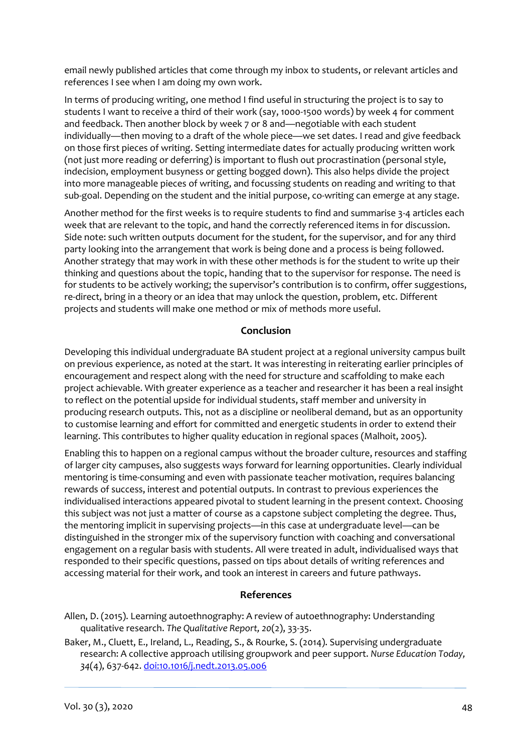email newly published articles that come through my inbox to students, or relevant articles and references I see when I am doing my own work.

In terms of producing writing, one method I find useful in structuring the project is to say to students I want to receive a third of their work (say, 1000-1500 words) by week 4 for comment and feedback. Then another block by week 7 or 8 and—negotiable with each student individually—then moving to a draft of the whole piece—we set dates. I read and give feedback on those first pieces of writing. Setting intermediate dates for actually producing written work (not just more reading or deferring) is important to flush out procrastination (personal style, indecision, employment busyness or getting bogged down). This also helps divide the project into more manageable pieces of writing, and focussing students on reading and writing to that sub-goal. Depending on the student and the initial purpose, co-writing can emerge at any stage.

Another method for the first weeks is to require students to find and summarise 3-4 articles each week that are relevant to the topic, and hand the correctly referenced items in for discussion. Side note: such written outputs document for the student, for the supervisor, and for any third party looking into the arrangement that work is being done and a process is being followed. Another strategy that may work in with these other methods is for the student to write up their thinking and questions about the topic, handing that to the supervisor for response. The need is for students to be actively working; the supervisor's contribution is to confirm, offer suggestions, re-direct, bring in a theory or an idea that may unlock the question, problem, etc. Different projects and students will make one method or mix of methods more useful.

## Conclusion

Developing this individual undergraduate BA student project at a regional university campus built on previous experience, as noted at the start. It was interesting in reiterating earlier principles of encouragement and respect along with the need for structure and scaffolding to make each project achievable. With greater experience as a teacher and researcher it has been a real insight to reflect on the potential upside for individual students, staff member and university in producing research outputs. This, not as a discipline or neoliberal demand, but as an opportunity to customise learning and effort for committed and energetic students in order to extend their learning. This contributes to higher quality education in regional spaces (Malhoit, 2005).

Enabling this to happen on a regional campus without the broader culture, resources and staffing of larger city campuses, also suggests ways forward for learning opportunities. Clearly individual mentoring is time-consuming and even with passionate teacher motivation, requires balancing rewards of success, interest and potential outputs. In contrast to previous experiences the individualised interactions appeared pivotal to student learning in the present context. Choosing this subject was not just a matter of course as a capstone subject completing the degree. Thus, the mentoring implicit in supervising projects—in this case at undergraduate level—can be distinguished in the stronger mix of the supervisory function with coaching and conversational engagement on a regular basis with students. All were treated in adult, individualised ways that responded to their specific questions, passed on tips about details of writing references and accessing material for their work, and took an interest in careers and future pathways.

## References

Allen, D. (2015). Learning autoethnography: A review of autoethnography: Understanding qualitative research. *The Qualitative Report, 20*(2), 33-35.

Baker, M., Cluett, E., Ireland, L., Reading, S., & Rourke, S. (2014). Supervising undergraduate research: A collective approach utilising groupwork and peer support. *Nurse Education Today, 34*(4), 637-642. doi:10.1016/j.nedt.2013.05.006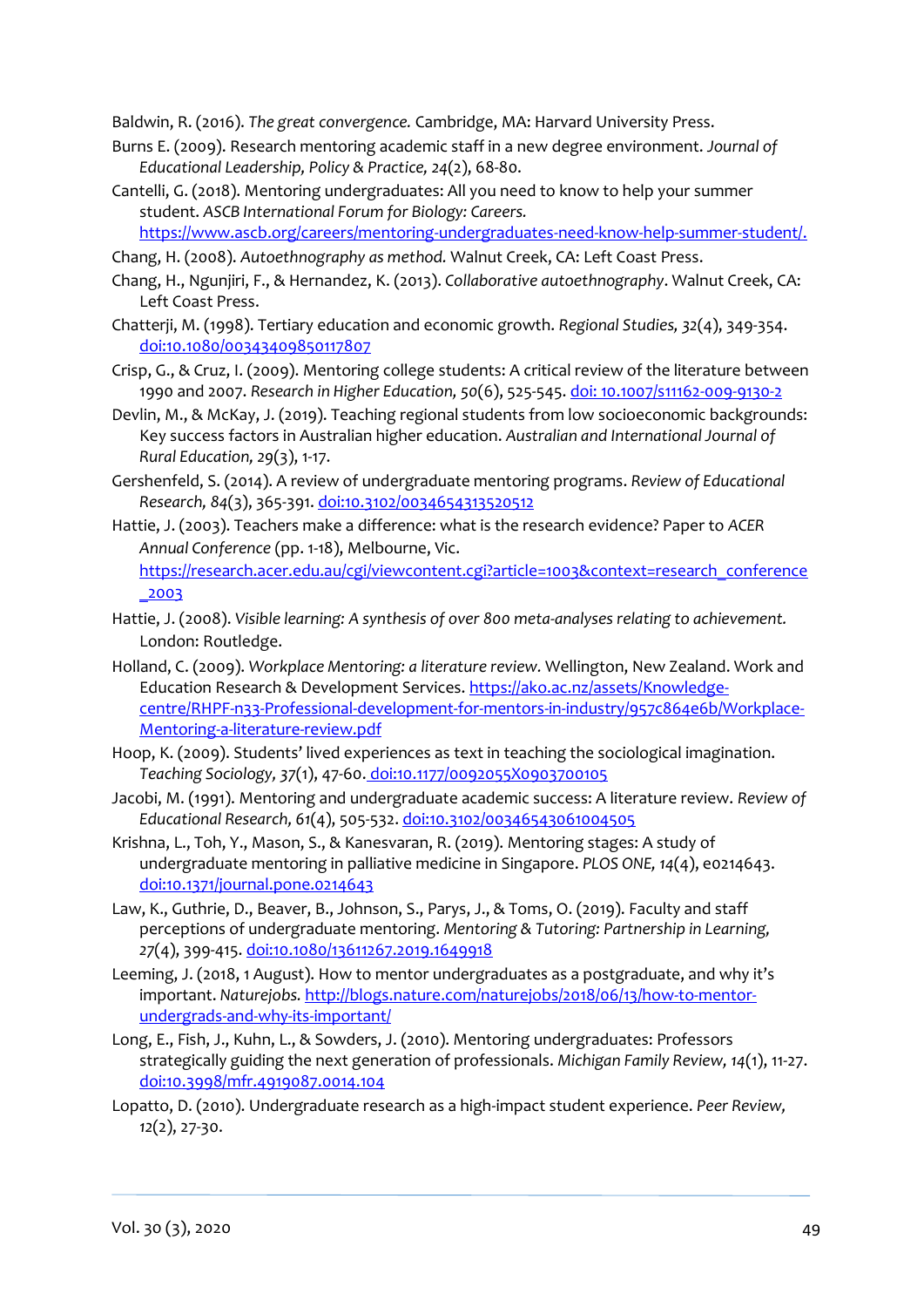Baldwin, R. (2016). *The great convergence.* Cambridge, MA: Harvard University Press.

Burns E. (2009). Research mentoring academic staff in a new degree environment. *Journal of Educational Leadership, Policy & Practice, 24*(2), 68-80.

Cantelli, G. (2018). Mentoring undergraduates: All you need to know to help your summer student. *ASCB International Forum for Biology: Careers.* https://www.ascb.org/careers/mentoring-undergraduates-need-know-help-summer-student/.

Chang, H. (2008). *Autoethnography as method.* Walnut Creek, CA: Left Coast Press.

Chang, H., Ngunjiri, F., & Hernandez, K. (2013). *Collaborative autoethnography*. Walnut Creek, CA: Left Coast Press.

Chatterji, M. (1998). Tertiary education and economic growth. *Regional Studies, 32*(4), 349-354. doi:10.1080/00343409850117807

Crisp, G., & Cruz, I. (2009). Mentoring college students: A critical review of the literature between 1990 and 2007. *Research in Higher Education, 50*(6), 525-545. doi: 10.1007/s11162-009-9130-2

Devlin, M., & McKay, J. (2019). Teaching regional students from low socioeconomic backgrounds: Key success factors in Australian higher education. *Australian and International Journal of Rural Education, 29*(3), 1-17.

Gershenfeld, S. (2014). A review of undergraduate mentoring programs. *Review of Educational Research, 84*(3), 365-391. doi:10.3102/0034654313520512

Hattie, J. (2003). Teachers make a difference: what is the research evidence? Paper to *ACER Annual Conference* (pp. 1-18), Melbourne, Vic. https://research.acer.edu.au/cgi/viewcontent.cgi?article=1003&context=research_conference_2003

Hattie, J. (2008). *Visible learning: A synthesis of over 800 meta-analyses relating to achievement.* London: Routledge.

Holland, C. (2009). *Workplace Mentoring: a literature review.* Wellington, New Zealand. Work and Education Research & Development Services. https://ako.ac.nz/assets/Knowledge-centre/RHPF-n33-Professional-development-for-mentors-in-industry/957c864e6b/Workplace-Mentoring-a-literature-review.pdf

Hoop, K. (2009). Students' lived experiences as text in teaching the sociological imagination. *Teaching Sociology, 37*(1), 47-60. doi:10.1177/0092055X0903700105

Jacobi, M. (1991). Mentoring and undergraduate academic success: A literature review. *Review of Educational Research, 61*(4), 505-532. doi:10.3102/00346543061004505

Krishna, L., Toh, Y., Mason, S., & Kanesvaran, R. (2019). Mentoring stages: A study of undergraduate mentoring in palliative medicine in Singapore. *PLOS ONE, 14*(4), e0214643. doi:10.1371/journal.pone.0214643

Law, K., Guthrie, D., Beaver, B., Johnson, S., Parys, J., & Toms, O. (2019). Faculty and staff perceptions of undergraduate mentoring. *Mentoring & Tutoring: Partnership in Learning, 27*(4), 399-415. doi:10.1080/13611267.2019.1649918

Leeming, J. (2018, 1 August). How to mentor undergraduates as a postgraduate, and why it's important. *Naturejobs.* http://blogs.nature.com/naturejobs/2018/06/13/how-to-mentor-undergrads-and-why-its-important/

Long, E., Fish, J., Kuhn, L., & Sowders, J. (2010). Mentoring undergraduates: Professors strategically guiding the next generation of professionals. *Michigan Family Review, 14*(1), 11-27. doi:10.3998/mfr.4919087.0014.104

Lopatto, D. (2010). Undergraduate research as a high-impact student experience. *Peer Review, 12*(2), 27-30.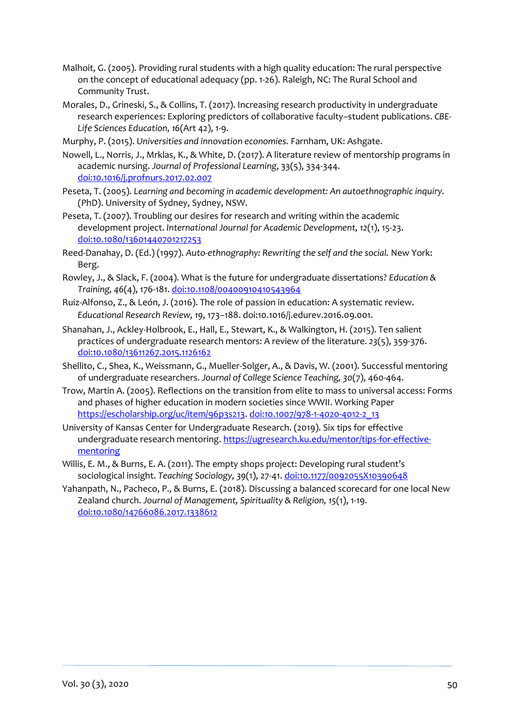Malhoit, G. (2005). Providing rural students with a high quality education: The rural perspective on the concept of educational adequacy (pp. 1-26). Raleigh, NC: The Rural School and Community Trust.

Morales, D., Grineski, S., & Collins, T. (2017). Increasing research productivity in undergraduate research experiences: Exploring predictors of collaborative faculty–student publications. *CBE-Life Sciences Education, 16*(Art 42), 1-9.

Murphy, P. (2015). *Universities and innovation economies.* Farnham, UK: Ashgate.

Nowell, L., Norris, J., Mrklas, K., & White, D. (2017). A literature review of mentorship programs in academic nursing. *Journal of Professional Learning*, *33*(5), 334-344. doi:10.1016/j.profnurs.2017.02.007

Peseta, T. (2005). *Learning and becoming in academic development: An autoethnographic inquiry.* (PhD). University of Sydney, Sydney, NSW.

Peseta, T. (2007). Troubling our desires for research and writing within the academic development project. *International Journal for Academic Development, 12*(1), 15-23. doi:10.1080/13601440701217253

Reed-Danahay, D. (Ed.) (1997). *Auto-ethnography: Rewriting the self and the social.* New York: Berg.

Rowley, J., & Slack, F. (2004). What is the future for undergraduate dissertations? *Education & Training, 46*(4), 176-181. doi:10.1108/00400910410543964

Ruiz-Alfonso, Z., & León, J. (2016). The role of passion in education: A systematic review. *Educational Research Review, 19*, 173–188. doi:10.1016/j.edurev.2016.09.001.

Shanahan, J., Ackley-Holbrook, E., Hall, E., Stewart, K., & Walkington, H. (2015). Ten salient practices of undergraduate research mentors: A review of the literature. *23*(5), 359-376. doi:10.1080/13611267.2015.1126162

Shellito, C., Shea, K., Weissmann, G., Mueller-Solger, A., & Davis, W. (2001). Successful mentoring of undergraduate researchers. *Journal of College Science Teaching, 30*(7), 460-464.

Trow, Martin A. (2005). Reflections on the transition from elite to mass to universal access: Forms and phases of higher education in modern societies since WWII. Working Paper https://escholarship.org/uc/item/96p3s213. doi:10.1007/978-1-4020-4012-2_13

University of Kansas Center for Undergraduate Research. (2019). Six tips for effective undergraduate research mentoring. https://ugresearch.ku.edu/mentor/tips-for-effective-mentoring

Willis, E. M., & Burns, E. A. (2011). The empty shops project: Developing rural student's sociological insight. *Teaching Sociology, 39*(1), 27-41. doi:10.1177/0092055X10390648

Yahanpath, N., Pacheco, P., & Burns, E. (2018). Discussing a balanced scorecard for one local New Zealand church. *Journal of Management, Spirituality & Religion, 15*(1), 1-19. doi:10.1080/14766086.2017.1338612